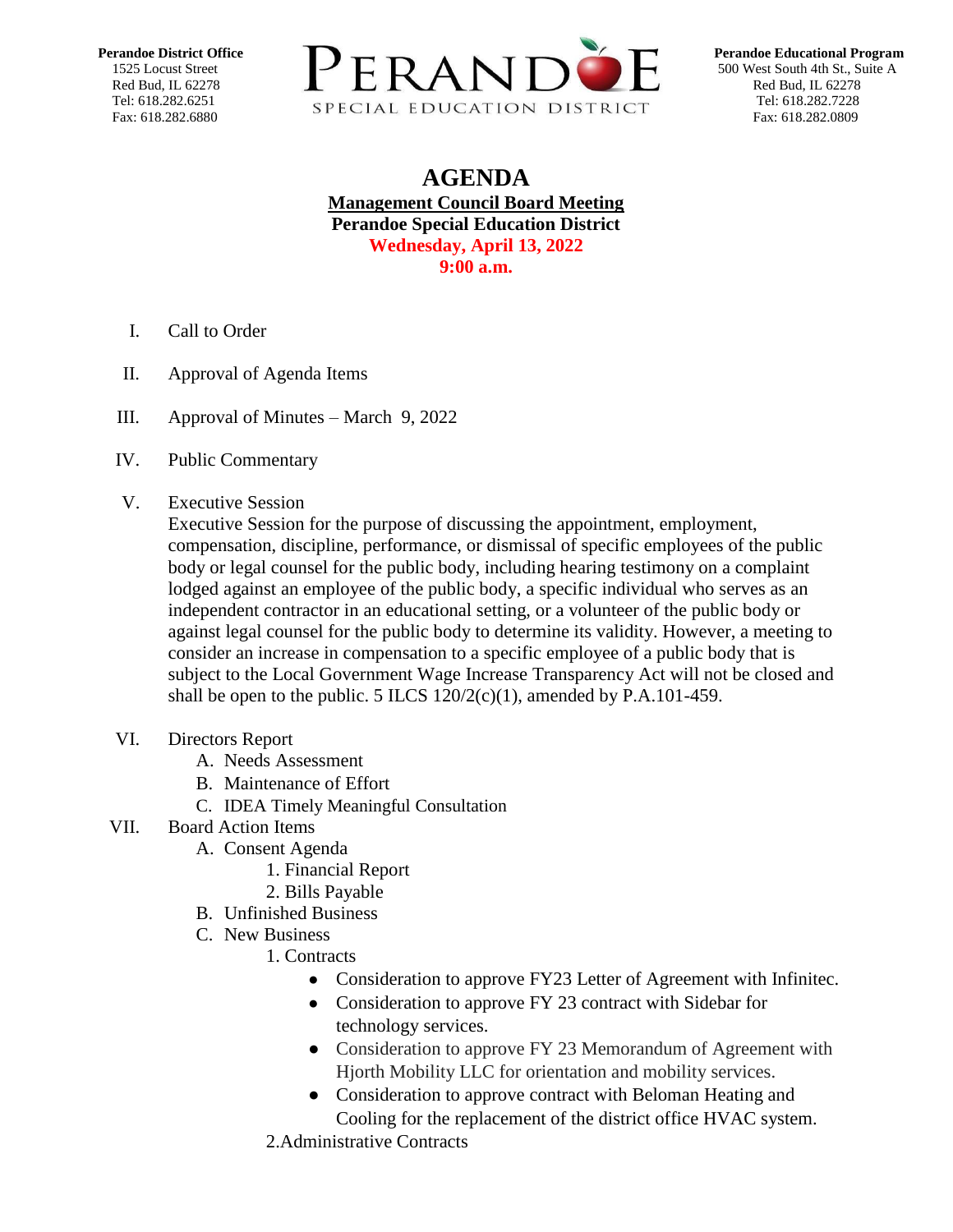**Perandoe District Office**
1525 Locust Street
Red Bud, IL 62278
Tel: 618.282.6251
Fax: 618.282.6880

PERANDOE
SPECIAL EDUCATION DISTRICT

**Perandoe Educational Program**
500 West South 4th St., Suite A
Red Bud, IL 62278
Tel: 618.282.7228
Fax: 618.282.0809

# AGENDA

**Management Council Board Meeting**
**Perandoe Special Education District**
**Wednesday, April 13, 2022**
**9:00 a.m.**

I. Call to Order

II. Approval of Agenda Items

III. Approval of Minutes – March 9, 2022

IV. Public Commentary

V. Executive Session
Executive Session for the purpose of discussing the appointment, employment, compensation, discipline, performance, or dismissal of specific employees of the public body or legal counsel for the public body, including hearing testimony on a complaint lodged against an employee of the public body, a specific individual who serves as an independent contractor in an educational setting, or a volunteer of the public body or against legal counsel for the public body to determine its validity. However, a meeting to consider an increase in compensation to a specific employee of a public body that is subject to the Local Government Wage Increase Transparency Act will not be closed and shall be open to the public. 5 ILCS 120/2(c)(1), amended by P.A.101-459.

VI. Directors Report
   A. Needs Assessment
   B. Maintenance of Effort
   C. IDEA Timely Meaningful Consultation

VII. Board Action Items
   A. Consent Agenda
      1. Financial Report
      2. Bills Payable
   B. Unfinished Business
   C. New Business
      1. Contracts
         - Consideration to approve FY23 Letter of Agreement with Infinitec.
         - Consideration to approve FY 23 contract with Sidebar for technology services.
         - Consideration to approve FY 23 Memorandum of Agreement with Hjorth Mobility LLC for orientation and mobility services.
         - Consideration to approve contract with Beloman Heating and Cooling for the replacement of the district office HVAC system.
      2. Administrative Contracts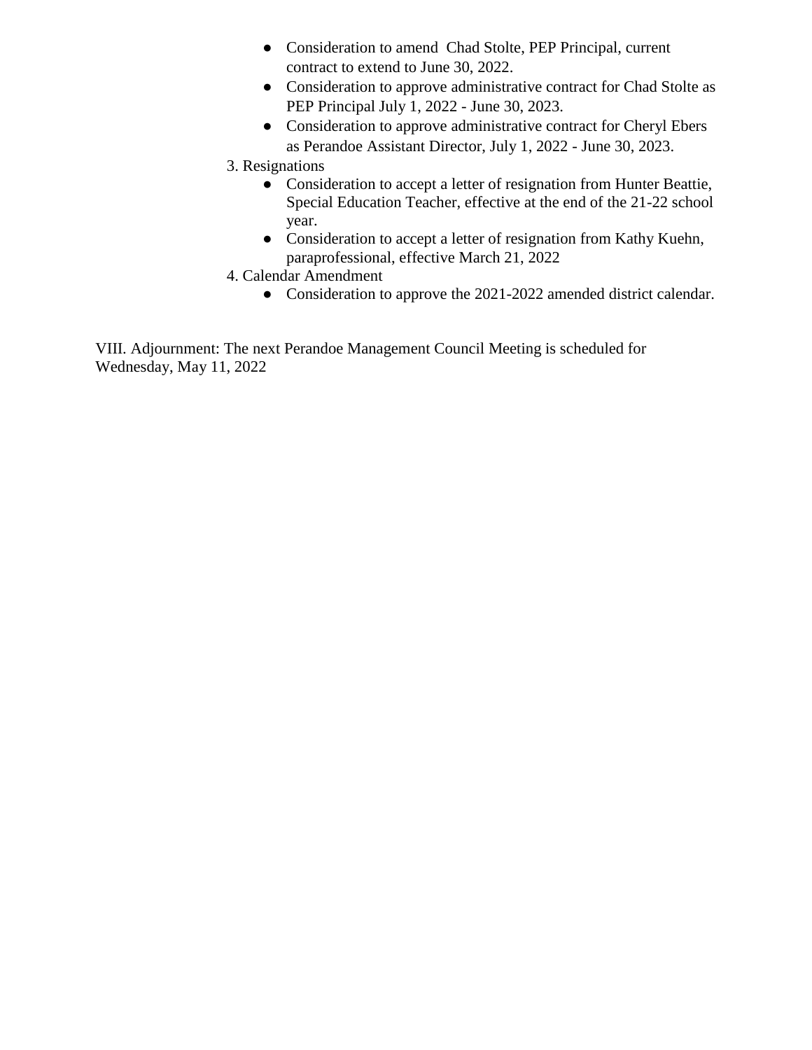- Consideration to amend Chad Stolte, PEP Principal, current contract to extend to June 30, 2022.
- Consideration to approve administrative contract for Chad Stolte as PEP Principal July 1, 2022 - June 30, 2023.
- Consideration to approve administrative contract for Cheryl Ebers as Perandoe Assistant Director, July 1, 2022 - June 30, 2023.

3. Resignations
   - Consideration to accept a letter of resignation from Hunter Beattie, Special Education Teacher, effective at the end of the 21-22 school year.
   - Consideration to accept a letter of resignation from Kathy Kuehn, paraprofessional, effective March 21, 2022
4. Calendar Amendment
   - Consideration to approve the 2021-2022 amended district calendar.

VIII. Adjournment: The next Perandoe Management Council Meeting is scheduled for Wednesday, May 11, 2022